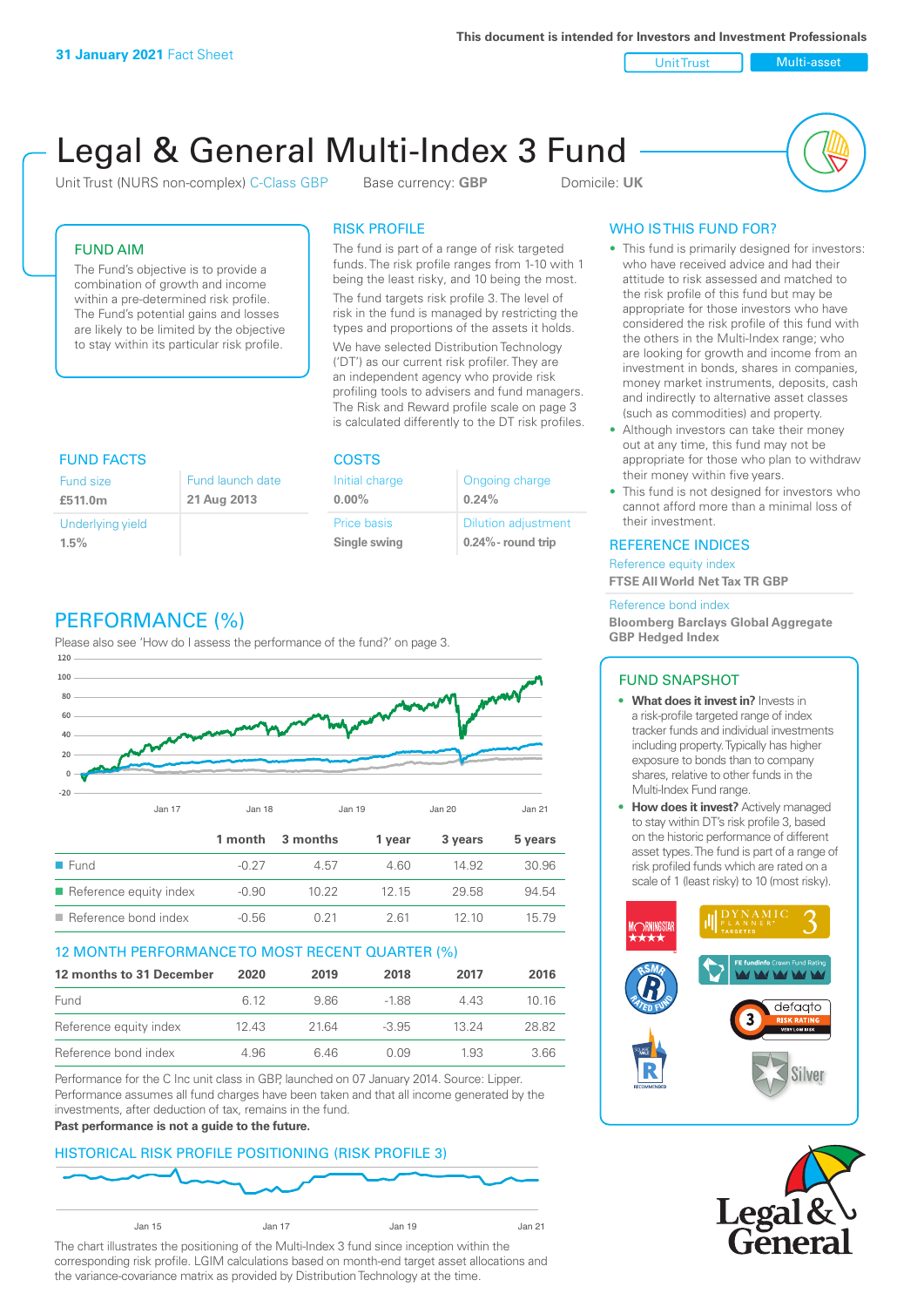**31 January 2021** Fact Sheet

This document is intended for Investors and Investment Professionals

Unit Trust | Multi-asset

# Legal & General Multi-Index 3 Fund

Unit Trust (NURS non-complex) C-Class GBP    Base currency: **GBP**    Domicile: **UK**

## FUND AIM

The Fund's objective is to provide a combination of growth and income within a pre-determined risk profile. The Fund's potential gains and losses are likely to be limited by the objective to stay within its particular risk profile.

## RISK PROFILE

The fund is part of a range of risk targeted funds. The risk profile ranges from 1-10 with 1 being the least risky, and 10 being the most.

The fund targets risk profile 3. The level of risk in the fund is managed by restricting the types and proportions of the assets it holds.

We have selected Distribution Technology ('DT') as our current risk profiler. They are an independent agency who provide risk profiling tools to advisers and fund managers. The Risk and Reward profile scale on page 3 is calculated differently to the DT risk profiles.

## WHO IS THIS FUND FOR?

- This fund is primarily designed for investors: who have received advice and had their attitude to risk assessed and matched to the risk profile of this fund but may be appropriate for those investors who have considered the risk profile of this fund with the others in the Multi-Index range; who are looking for growth and income from an investment in bonds, shares in companies, money market instruments, deposits, cash and indirectly to alternative asset classes (such as commodities) and property.
- Although investors can take their money out at any time, this fund may not be appropriate for those who plan to withdraw their money within five years.
- This fund is not designed for investors who cannot afford more than a minimal loss of their investment.

## FUND FACTS

| Fund size | Fund launch date |
|---|---|
| **£511.0m** | **21 Aug 2013** |
| Underlying yield | |
| **1.5%** | |

## COSTS

| Initial charge | Ongoing charge |
|---|---|
| **0.00%** | **0.24%** |
| Price basis | Dilution adjustment |
| **Single swing** | **0.24%- round trip** |

## REFERENCE INDICES

Reference equity index
**FTSE All World Net Tax TR GBP**

Reference bond index
**Bloomberg Barclays Global Aggregate GBP Hedged Index**

## PERFORMANCE (%)

Please also see 'How do I assess the performance of the fund?' on page 3.

| | 1 month | 3 months | 1 year | 3 years | 5 years |
|---|---|---|---|---|---|
| Fund | -0.27 | 4.57 | 4.60 | 14.92 | 30.96 |
| Reference equity index | -0.90 | 10.22 | 12.15 | 29.58 | 94.54 |
| Reference bond index | -0.56 | 0.21 | 2.61 | 12.10 | 15.79 |

## 12 MONTH PERFORMANCE TO MOST RECENT QUARTER (%)

| 12 months to 31 December | 2020 | 2019 | 2018 | 2017 | 2016 |
|---|---|---|---|---|---|
| Fund | 6.12 | 9.86 | -1.88 | 4.43 | 10.16 |
| Reference equity index | 12.43 | 21.64 | -3.95 | 13.24 | 28.82 |
| Reference bond index | 4.96 | 6.46 | 0.09 | 1.93 | 3.66 |

Performance for the C Inc unit class in GBP, launched on 07 January 2014. Source: Lipper. Performance assumes all fund charges have been taken and that all income generated by the investments, after deduction of tax, remains in the fund.

**Past performance is not a guide to the future.**

## HISTORICAL RISK PROFILE POSITIONING (RISK PROFILE 3)

The chart illustrates the positioning of the Multi-Index 3 fund since inception within the corresponding risk profile. LGIM calculations based on month-end target asset allocations and the variance-covariance matrix as provided by Distribution Technology at the time.

## FUND SNAPSHOT

- **What does it invest in?** Invests in a risk-profile targeted range of index tracker funds and individual investments including property. Typically has higher exposure to bonds than to company shares, relative to other funds in the Multi-Index Fund range.
- **How does it invest?** Actively managed to stay within DT's risk profile 3, based on the historic performance of different asset types. The fund is part of a range of risk profiled funds which are rated on a scale of 1 (least risky) to 10 (most risky).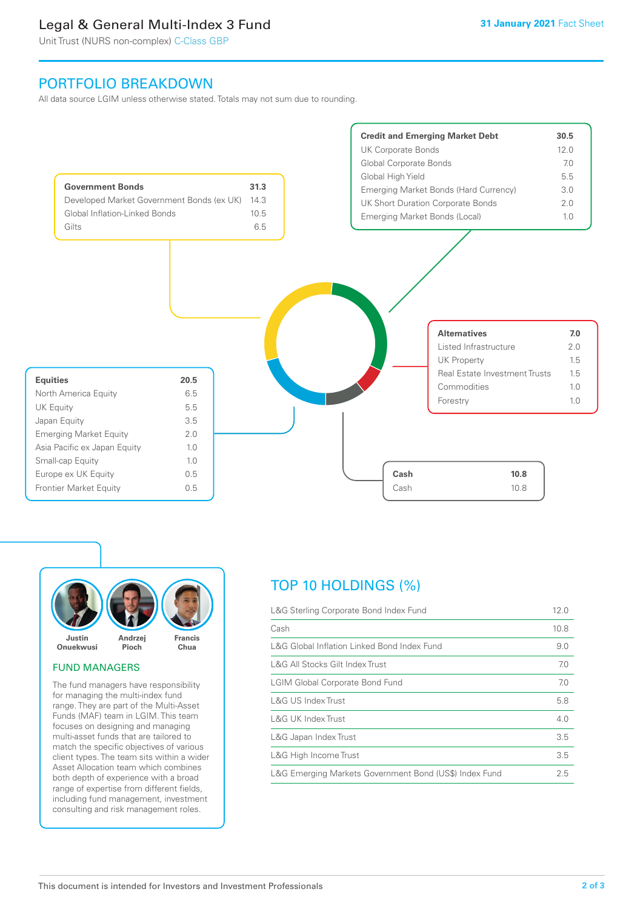Legal & General Multi-Index 3 Fund

Unit Trust (NURS non-complex) C-Class GBP

31 January 2021 Fact Sheet

## PORTFOLIO BREAKDOWN

All data source LGIM unless otherwise stated. Totals may not sum due to rounding.

| Government Bonds | 31.3 |
|---|---|
| Developed Market Government Bonds (ex UK) | 14.3 |
| Global Inflation-Linked Bonds | 10.5 |
| Gilts | 6.5 |

| Credit and Emerging Market Debt | 30.5 |
|---|---|
| UK Corporate Bonds | 12.0 |
| Global Corporate Bonds | 7.0 |
| Global High Yield | 5.5 |
| Emerging Market Bonds (Hard Currency) | 3.0 |
| UK Short Duration Corporate Bonds | 2.0 |
| Emerging Market Bonds (Local) | 1.0 |

| Alternatives | 7.0 |
|---|---|
| Listed Infrastructure | 2.0 |
| UK Property | 1.5 |
| Real Estate Investment Trusts | 1.5 |
| Commodities | 1.0 |
| Forestry | 1.0 |

| Equities | 20.5 |
|---|---|
| North America Equity | 6.5 |
| UK Equity | 5.5 |
| Japan Equity | 3.5 |
| Emerging Market Equity | 2.0 |
| Asia Pacific ex Japan Equity | 1.0 |
| Small-cap Equity | 1.0 |
| Europe ex UK Equity | 0.5 |
| Frontier Market Equity | 0.5 |

| Cash | 10.8 |
|---|---|
| Cash | 10.8 |

Justin Onuekwusi, Andrzej Pioch, Francis Chua

### FUND MANAGERS

The fund managers have responsibility for managing the multi-index fund range. They are part of the Multi-Asset Funds (MAF) team in LGIM. This team focuses on designing and managing multi-asset funds that are tailored to match the specific objectives of various client types. The team sits within a wider Asset Allocation team which combines both depth of experience with a broad range of expertise from different fields, including fund management, investment consulting and risk management roles.

## TOP 10 HOLDINGS (%)

| Holding | % |
|---|---|
| L&G Sterling Corporate Bond Index Fund | 12.0 |
| Cash | 10.8 |
| L&G Global Inflation Linked Bond Index Fund | 9.0 |
| L&G All Stocks Gilt Index Trust | 7.0 |
| LGIM Global Corporate Bond Fund | 7.0 |
| L&G US Index Trust | 5.8 |
| L&G UK Index Trust | 4.0 |
| L&G Japan Index Trust | 3.5 |
| L&G High Income Trust | 3.5 |
| L&G Emerging Markets Government Bond (US$) Index Fund | 2.5 |

This document is intended for Investors and Investment Professionals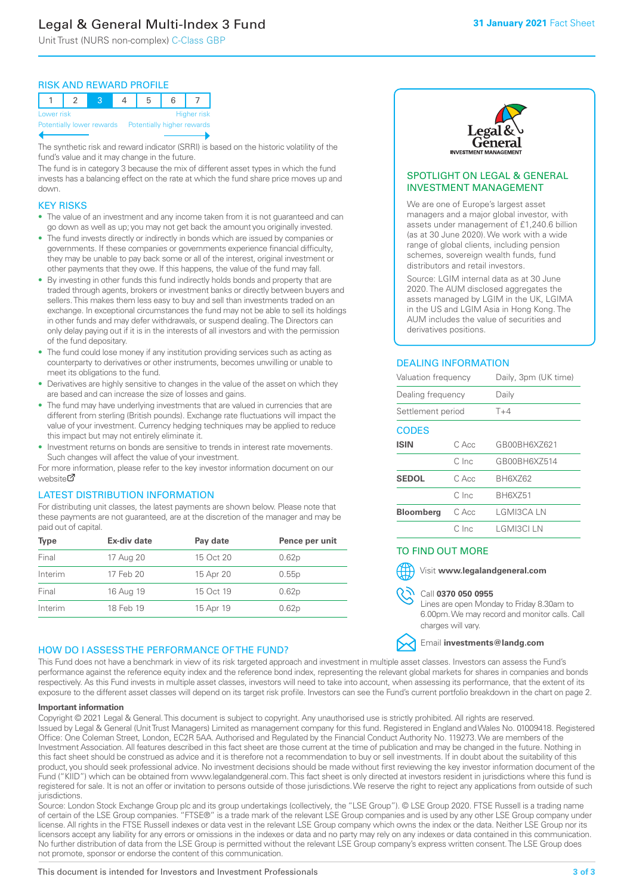# Legal & General Multi-Index 3 Fund

Unit Trust (NURS non-complex) C-Class GBP

**31 January 2021** Fact Sheet

## RISK AND REWARD PROFILE

| 1 | 2 | 3 | 4 | 5 | 6 | 7 |
|---|---|---|---|---|---|---|

Lower risk — Higher risk

Potentially lower rewards — Potentially higher rewards

The synthetic risk and reward indicator (SRRI) is based on the historic volatility of the fund's value and it may change in the future.

The fund is in category 3 because the mix of different asset types in which the fund invests has a balancing effect on the rate at which the fund share price moves up and down.

## KEY RISKS

- The value of an investment and any income taken from it is not guaranteed and can go down as well as up; you may not get back the amount you originally invested.
- The fund invests directly or indirectly in bonds which are issued by companies or governments. If these companies or governments experience financial difficulty, they may be unable to pay back some or all of the interest, original investment or other payments that they owe. If this happens, the value of the fund may fall.
- By investing in other funds this fund indirectly holds bonds and property that are traded through agents, brokers or investment banks or directly between buyers and sellers. This makes them less easy to buy and sell than investments traded on an exchange. In exceptional circumstances the fund may not be able to sell its holdings in other funds and may defer withdrawals, or suspend dealing. The Directors can only delay paying out if it is in the interests of all investors and with the permission of the fund depositary.
- The fund could lose money if any institution providing services such as acting as counterparty to derivatives or other instruments, becomes unwilling or unable to meet its obligations to the fund.
- Derivatives are highly sensitive to changes in the value of the asset on which they are based and can increase the size of losses and gains.
- The fund may have underlying investments that are valued in currencies that are different from sterling (British pounds). Exchange rate fluctuations will impact the value of your investment. Currency hedging techniques may be applied to reduce this impact but may not entirely eliminate it.
- Investment returns on bonds are sensitive to trends in interest rate movements. Such changes will affect the value of your investment.

For more information, please refer to the key investor information document on our website

## LATEST DISTRIBUTION INFORMATION

For distributing unit classes, the latest payments are shown below. Please note that these payments are not guaranteed, are at the discretion of the manager and may be paid out of capital.

| Type | Ex-div date | Pay date | Pence per unit |
|---|---|---|---|
| Final | 17 Aug 20 | 15 Oct 20 | 0.62p |
| Interim | 17 Feb 20 | 15 Apr 20 | 0.55p |
| Final | 16 Aug 19 | 15 Oct 19 | 0.62p |
| Interim | 18 Feb 19 | 15 Apr 19 | 0.62p |

## SPOTLIGHT ON LEGAL & GENERAL INVESTMENT MANAGEMENT

We are one of Europe's largest asset managers and a major global investor, with assets under management of £1,240.6 billion (as at 30 June 2020). We work with a wide range of global clients, including pension schemes, sovereign wealth funds, fund distributors and retail investors.

Source: LGIM internal data as at 30 June 2020. The AUM disclosed aggregates the assets managed by LGIM in the UK, LGIMA in the US and LGIM Asia in Hong Kong. The AUM includes the value of securities and derivatives positions.

## DEALING INFORMATION

| | |
|---|---|
| Valuation frequency | Daily, 3pm (UK time) |
| Dealing frequency | Daily |
| Settlement period | T+4 |

## CODES

| | | |
|---|---|---|
| **ISIN** | C Acc | GB00BH6XZ621 |
| | C Inc | GB00BH6XZ514 |
| **SEDOL** | C Acc | BH6XZ62 |
| | C Inc | BH6XZ51 |
| **Bloomberg** | C Acc | LGMI3CA LN |
| | C Inc | LGMI3CI LN |

## TO FIND OUT MORE

Visit **www.legalandgeneral.com**

Call **0370 050 0955**
Lines are open Monday to Friday 8.30am to 6.00pm. We may record and monitor calls. Call charges will vary.

Email **investments@landg.com**

## HOW DO I ASSESS THE PERFORMANCE OF THE FUND?

This Fund does not have a benchmark in view of its risk targeted approach and investment in multiple asset classes. Investors can assess the Fund's performance against the reference equity index and the reference bond index, representing the relevant global markets for shares in companies and bonds respectively. As this Fund invests in multiple asset classes, investors will need to take into account, when assessing its performance, that the extent of its exposure to the different asset classes will depend on its target risk profile. Investors can see the Fund's current portfolio breakdown in the chart on page 2.

**Important information**

Copyright © 2021 Legal & General. This document is subject to copyright. Any unauthorised use is strictly prohibited. All rights are reserved.
Issued by Legal & General (Unit Trust Managers) Limited as management company for this fund. Registered in England and Wales No. 01009418. Registered Office: One Coleman Street, London, EC2R 5AA. Authorised and Regulated by the Financial Conduct Authority No. 119273. We are members of the Investment Association. All features described in this fact sheet are those current at the time of publication and may be changed in the future. Nothing in this fact sheet should be construed as advice and it is therefore not a recommendation to buy or sell investments. If in doubt about the suitability of this product, you should seek professional advice. No investment decisions should be made without first reviewing the key investor information document of the Fund ("KIID") which can be obtained from www.legalandgeneral.com. This fact sheet is only directed at investors resident in jurisdictions where this fund is registered for sale. It is not an offer or invitation to persons outside of those jurisdictions. We reserve the right to reject any applications from outside of such jurisdictions.
Source: London Stock Exchange Group plc and its group undertakings (collectively, the "LSE Group"). © LSE Group 2020. FTSE Russell is a trading name of certain of the LSE Group companies. "FTSE®" is a trade mark of the relevant LSE Group companies and is used by any other LSE Group company under license. All rights in the FTSE Russell indexes or data vest in the relevant LSE Group company which owns the index or the data. Neither LSE Group nor its licensors accept any liability for any errors or omissions in the indexes or data and no party may rely on any indexes or data contained in this communication. No further distribution of data from the LSE Group is permitted without the relevant LSE Group company's express written consent. The LSE Group does not promote, sponsor or endorse the content of this communication.

This document is intended for Investors and Investment Professionals